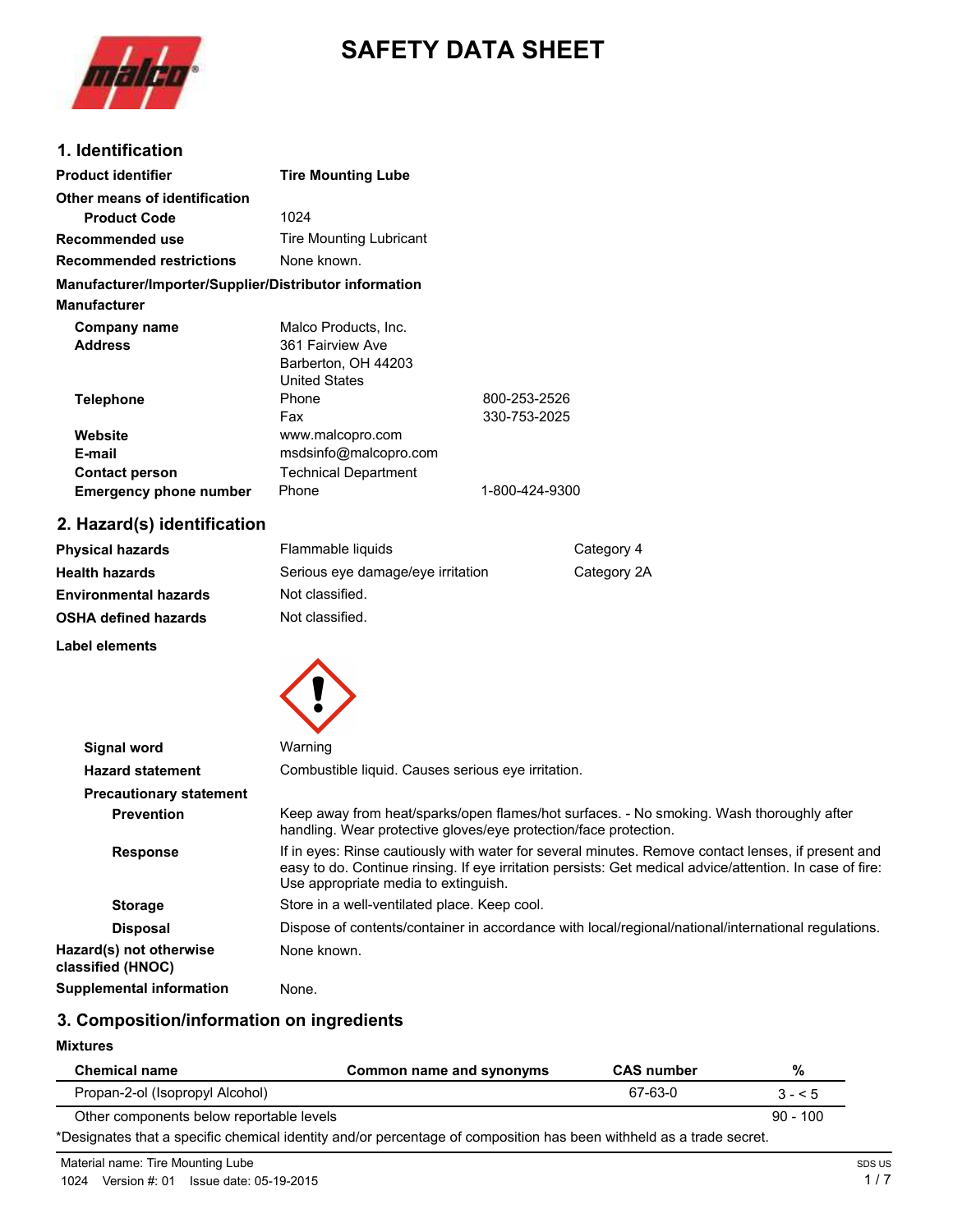# SAFETY DATA SHEET

## 1. Identification

| | | |
|---|---|---|
| **Product identifier** | **Tire Mounting Lube** | |
| **Other means of identification** | | |
| **Product Code** | 1024 | |
| **Recommended use** | Tire Mounting Lubricant | |
| **Recommended restrictions** | None known. | |

**Manufacturer/Importer/Supplier/Distributor information**

**Manufacturer**

| | | |
|---|---|---|
| **Company name** | Malco Products, Inc. | |
| **Address** | 361 Fairview Ave<br>Barberton, OH 44203<br>United States | |
| **Telephone** | Phone | 800-253-2526 |
| | Fax | 330-753-2025 |
| **Website** | www.malcopro.com | |
| **E-mail** | msdsinfo@malcopro.com | |
| **Contact person** | Technical Department | |
| **Emergency phone number** | Phone | 1-800-424-9300 |

## 2. Hazard(s) identification

| | | |
|---|---|---|
| **Physical hazards** | Flammable liquids | Category 4 |
| **Health hazards** | Serious eye damage/eye irritation | Category 2A |
| **Environmental hazards** | Not classified. | |
| **OSHA defined hazards** | Not classified. | |

**Label elements**

**Signal word** Warning

**Hazard statement** Combustible liquid. Causes serious eye irritation.

**Precautionary statement**

**Prevention** Keep away from heat/sparks/open flames/hot surfaces. - No smoking. Wash thoroughly after handling. Wear protective gloves/eye protection/face protection.

**Response** If in eyes: Rinse cautiously with water for several minutes. Remove contact lenses, if present and easy to do. Continue rinsing. If eye irritation persists: Get medical advice/attention. In case of fire: Use appropriate media to extinguish.

**Storage** Store in a well-ventilated place. Keep cool.

**Disposal** Dispose of contents/container in accordance with local/regional/national/international regulations.

**Hazard(s) not otherwise classified (HNOC)** None known.

**Supplemental information** None.

## 3. Composition/information on ingredients

**Mixtures**

| Chemical name | Common name and synonyms | CAS number | % |
|---|---|---|---|
| Propan-2-ol (Isopropyl Alcohol) | | 67-63-0 | 3 - < 5 |
| Other components below reportable levels | | | 90 - 100 |

*Designates that a specific chemical identity and/or percentage of composition has been withheld as a trade secret.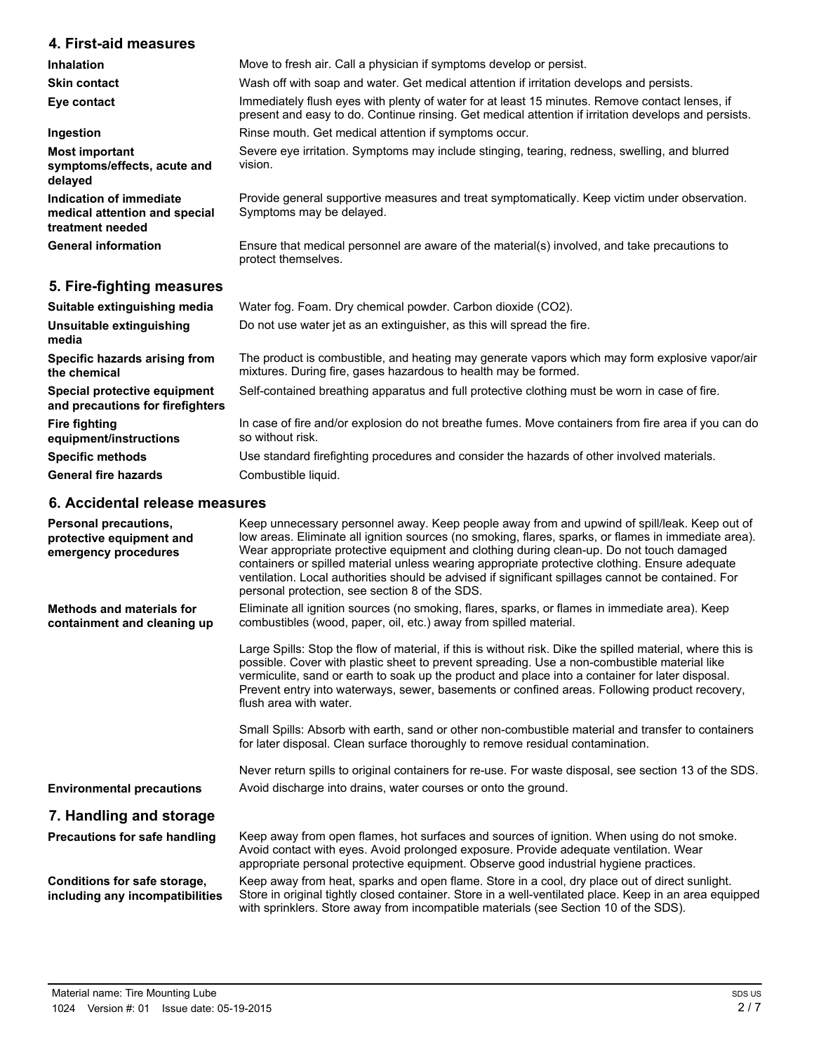## 4. First-aid measures

| | |
|---|---|
| **Inhalation** | Move to fresh air. Call a physician if symptoms develop or persist. |
| **Skin contact** | Wash off with soap and water. Get medical attention if irritation develops and persists. |
| **Eye contact** | Immediately flush eyes with plenty of water for at least 15 minutes. Remove contact lenses, if present and easy to do. Continue rinsing. Get medical attention if irritation develops and persists. |
| **Ingestion** | Rinse mouth. Get medical attention if symptoms occur. |
| **Most important symptoms/effects, acute and delayed** | Severe eye irritation. Symptoms may include stinging, tearing, redness, swelling, and blurred vision. |
| **Indication of immediate medical attention and special treatment needed** | Provide general supportive measures and treat symptomatically. Keep victim under observation. Symptoms may be delayed. |
| **General information** | Ensure that medical personnel are aware of the material(s) involved, and take precautions to protect themselves. |

## 5. Fire-fighting measures

| | |
|---|---|
| **Suitable extinguishing media** | Water fog. Foam. Dry chemical powder. Carbon dioxide ($CO_2$). |
| **Unsuitable extinguishing media** | Do not use water jet as an extinguisher, as this will spread the fire. |
| **Specific hazards arising from the chemical** | The product is combustible, and heating may generate vapors which may form explosive vapor/air mixtures. During fire, gases hazardous to health may be formed. |
| **Special protective equipment and precautions for firefighters** | Self-contained breathing apparatus and full protective clothing must be worn in case of fire. |
| **Fire fighting equipment/instructions** | In case of fire and/or explosion do not breathe fumes. Move containers from fire area if you can do so without risk. |
| **Specific methods** | Use standard firefighting procedures and consider the hazards of other involved materials. |
| **General fire hazards** | Combustible liquid. |

## 6. Accidental release measures

**Personal precautions, protective equipment and emergency procedures**

Keep unnecessary personnel away. Keep people away from and upwind of spill/leak. Keep out of low areas. Eliminate all ignition sources (no smoking, flares, sparks, or flames in immediate area). Wear appropriate protective equipment and clothing during clean-up. Do not touch damaged containers or spilled material unless wearing appropriate protective clothing. Ensure adequate ventilation. Local authorities should be advised if significant spillages cannot be contained. For personal protection, see section 8 of the SDS.

**Methods and materials for containment and cleaning up**

Eliminate all ignition sources (no smoking, flares, sparks, or flames in immediate area). Keep combustibles (wood, paper, oil, etc.) away from spilled material.

Large Spills: Stop the flow of material, if this is without risk. Dike the spilled material, where this is possible. Cover with plastic sheet to prevent spreading. Use a non-combustible material like vermiculite, sand or earth to soak up the product and place into a container for later disposal. Prevent entry into waterways, sewer, basements or confined areas. Following product recovery, flush area with water.

Small Spills: Absorb with earth, sand or other non-combustible material and transfer to containers for later disposal. Clean surface thoroughly to remove residual contamination.

Never return spills to original containers for re-use. For waste disposal, see section 13 of the SDS.

**Environmental precautions**

Avoid discharge into drains, water courses or onto the ground.

## 7. Handling and storage

**Precautions for safe handling**

Keep away from open flames, hot surfaces and sources of ignition. When using do not smoke. Avoid contact with eyes. Avoid prolonged exposure. Provide adequate ventilation. Wear appropriate personal protective equipment. Observe good industrial hygiene practices.

**Conditions for safe storage, including any incompatibilities**

Keep away from heat, sparks and open flame. Store in a cool, dry place out of direct sunlight. Store in original tightly closed container. Store in a well-ventilated place. Keep in an area equipped with sprinklers. Store away from incompatible materials (see Section 10 of the SDS).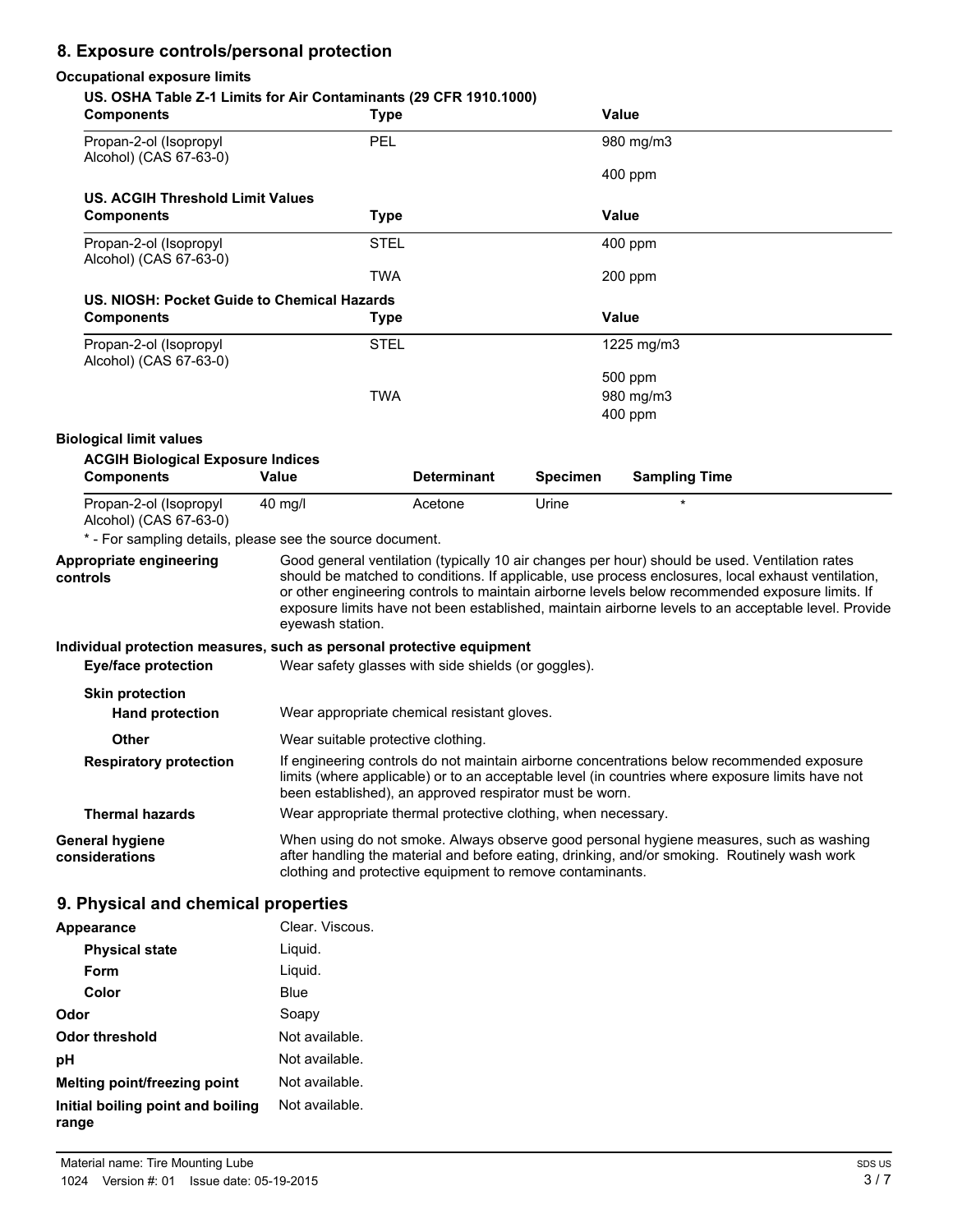## 8. Exposure controls/personal protection

**Occupational exposure limits**

**US. OSHA Table Z-1 Limits for Air Contaminants (29 CFR 1910.1000)**

| Components | Type | Value |
|---|---|---|
| Propan-2-ol (Isopropyl Alcohol) (CAS 67-63-0) | PEL | 980 mg/m3 |
| | | 400 ppm |

**US. ACGIH Threshold Limit Values**

| Components | Type | Value |
|---|---|---|
| Propan-2-ol (Isopropyl Alcohol) (CAS 67-63-0) | STEL | 400 ppm |
| | TWA | 200 ppm |

**US. NIOSH: Pocket Guide to Chemical Hazards**

| Components | Type | Value |
|---|---|---|
| Propan-2-ol (Isopropyl Alcohol) (CAS 67-63-0) | STEL | 1225 mg/m3 |
| | | 500 ppm |
| | TWA | 980 mg/m3 |
| | | 400 ppm |

**Biological limit values**

**ACGIH Biological Exposure Indices**

| Components | Value | Determinant | Specimen | Sampling Time |
|---|---|---|---|---|
| Propan-2-ol (Isopropyl Alcohol) (CAS 67-63-0) | 40 mg/l | Acetone | Urine | * |

* - For sampling details, please see the source document.

**Appropriate engineering controls**

Good general ventilation (typically 10 air changes per hour) should be used. Ventilation rates should be matched to conditions. If applicable, use process enclosures, local exhaust ventilation, or other engineering controls to maintain airborne levels below recommended exposure limits. If exposure limits have not been established, maintain airborne levels to an acceptable level. Provide eyewash station.

**Individual protection measures, such as personal protective equipment**

**Eye/face protection**

Wear safety glasses with side shields (or goggles).

**Skin protection**

**Hand protection**

Wear appropriate chemical resistant gloves.

**Other**

Wear suitable protective clothing.

**Respiratory protection**

If engineering controls do not maintain airborne concentrations below recommended exposure limits (where applicable) or to an acceptable level (in countries where exposure limits have not been established), an approved respirator must be worn.

**Thermal hazards**

Wear appropriate thermal protective clothing, when necessary.

**General hygiene considerations**

When using do not smoke. Always observe good personal hygiene measures, such as washing after handling the material and before eating, drinking, and/or smoking. Routinely wash work clothing and protective equipment to remove contaminants.

## 9. Physical and chemical properties

| | |
|---|---|
| **Appearance** | Clear. Viscous. |
| **Physical state** | Liquid. |
| **Form** | Liquid. |
| **Color** | Blue |
| **Odor** | Soapy |
| **Odor threshold** | Not available. |
| **pH** | Not available. |
| **Melting point/freezing point** | Not available. |
| **Initial boiling point and boiling range** | Not available. |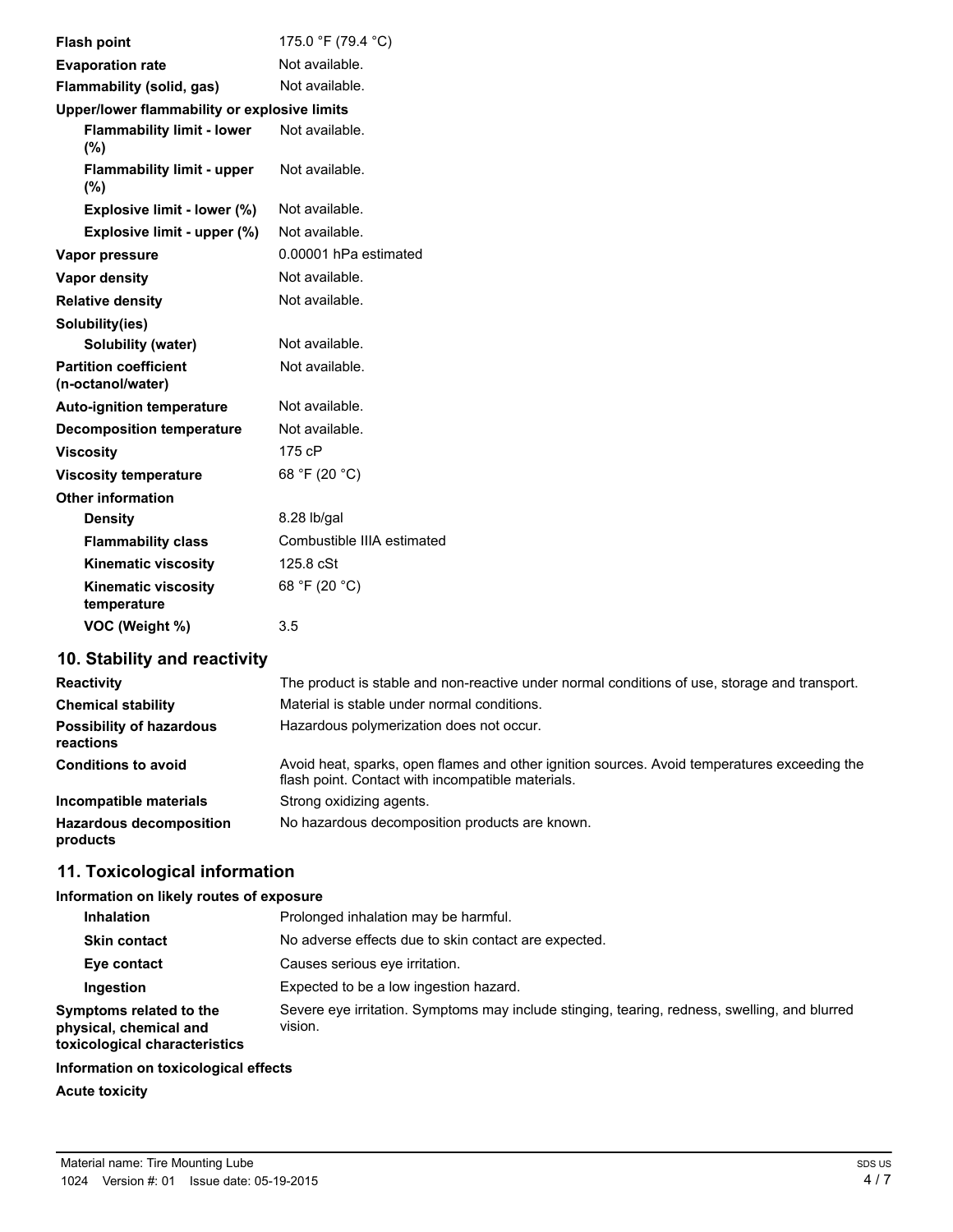| | |
|---|---|
| **Flash point** | 175.0 °F (79.4 °C) |
| **Evaporation rate** | Not available. |
| **Flammability (solid, gas)** | Not available. |
| **Upper/lower flammability or explosive limits** | |
| **Flammability limit - lower (%)** | Not available. |
| **Flammability limit - upper (%)** | Not available. |
| **Explosive limit - lower (%)** | Not available. |
| **Explosive limit - upper (%)** | Not available. |
| **Vapor pressure** | 0.00001 hPa estimated |
| **Vapor density** | Not available. |
| **Relative density** | Not available. |
| **Solubility(ies)** | |
| **Solubility (water)** | Not available. |
| **Partition coefficient (n-octanol/water)** | Not available. |
| **Auto-ignition temperature** | Not available. |
| **Decomposition temperature** | Not available. |
| **Viscosity** | 175 cP |
| **Viscosity temperature** | 68 °F (20 °C) |
| **Other information** | |
| **Density** | 8.28 lb/gal |
| **Flammability class** | Combustible IIIA estimated |
| **Kinematic viscosity** | 125.8 cSt |
| **Kinematic viscosity temperature** | 68 °F (20 °C) |
| **VOC (Weight %)** | 3.5 |

## 10. Stability and reactivity

| | |
|---|---|
| **Reactivity** | The product is stable and non-reactive under normal conditions of use, storage and transport. |
| **Chemical stability** | Material is stable under normal conditions. |
| **Possibility of hazardous reactions** | Hazardous polymerization does not occur. |
| **Conditions to avoid** | Avoid heat, sparks, open flames and other ignition sources. Avoid temperatures exceeding the flash point. Contact with incompatible materials. |
| **Incompatible materials** | Strong oxidizing agents. |
| **Hazardous decomposition products** | No hazardous decomposition products are known. |

## 11. Toxicological information

**Information on likely routes of exposure**

| | |
|---|---|
| **Inhalation** | Prolonged inhalation may be harmful. |
| **Skin contact** | No adverse effects due to skin contact are expected. |
| **Eye contact** | Causes serious eye irritation. |
| **Ingestion** | Expected to be a low ingestion hazard. |
| **Symptoms related to the physical, chemical and toxicological characteristics** | Severe eye irritation. Symptoms may include stinging, tearing, redness, swelling, and blurred vision. |

**Information on toxicological effects**

**Acute toxicity**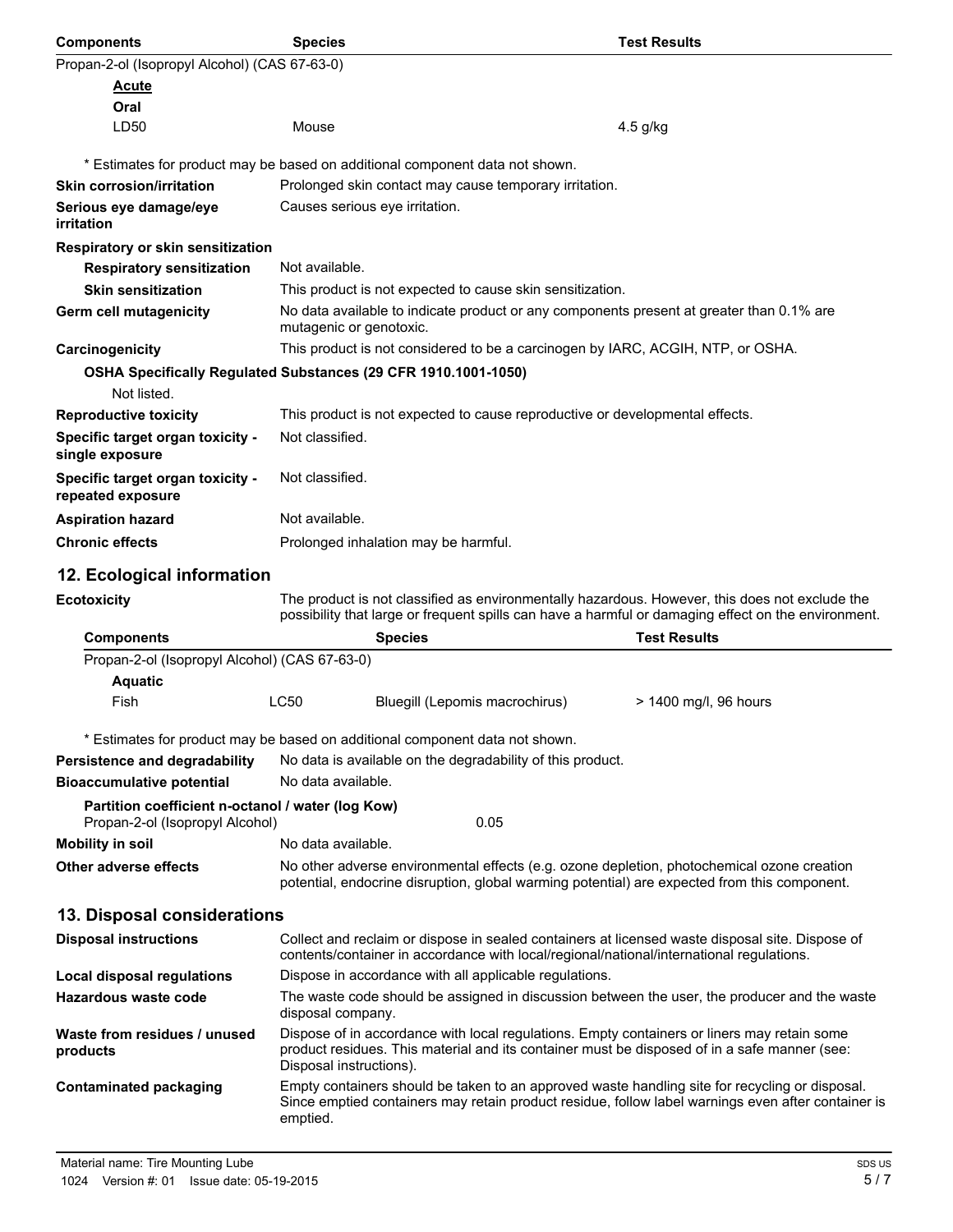| Components | Species | Test Results |
| --- | --- | --- |
| Propan-2-ol (Isopropyl Alcohol) (CAS 67-63-0) | | |
| **Acute** | | |
| **Oral** | | |
| LD50 | Mouse | 4.5 g/kg |

* Estimates for product may be based on additional component data not shown.

**Skin corrosion/irritation** Prolonged skin contact may cause temporary irritation.

**Serious eye damage/eye irritation** Causes serious eye irritation.

**Respiratory or skin sensitization**

**Respiratory sensitization** Not available.

**Skin sensitization** This product is not expected to cause skin sensitization.

**Germ cell mutagenicity** No data available to indicate product or any components present at greater than 0.1% are mutagenic or genotoxic.

**Carcinogenicity** This product is not considered to be a carcinogen by IARC, ACGIH, NTP, or OSHA.

**OSHA Specifically Regulated Substances (29 CFR 1910.1001-1050)**

Not listed.

**Reproductive toxicity** This product is not expected to cause reproductive or developmental effects.

**Specific target organ toxicity - single exposure** Not classified.

**Specific target organ toxicity - repeated exposure** Not classified.

**Aspiration hazard** Not available.

**Chronic effects** Prolonged inhalation may be harmful.

## 12. Ecological information

**Ecotoxicity** The product is not classified as environmentally hazardous. However, this does not exclude the possibility that large or frequent spills can have a harmful or damaging effect on the environment.

| Components | | Species | Test Results |
| --- | --- | --- | --- |
| Propan-2-ol (Isopropyl Alcohol) (CAS 67-63-0) | | | |
| **Aquatic** | | | |
| Fish | LC50 | Bluegill (Lepomis macrochirus) | > 1400 mg/l, 96 hours |

* Estimates for product may be based on additional component data not shown.

**Persistence and degradability** No data is available on the degradability of this product.

**Bioaccumulative potential** No data available.

**Partition coefficient n-octanol / water (log Kow)**

Propan-2-ol (Isopropyl Alcohol) 0.05

**Mobility in soil** No data available.

**Other adverse effects** No other adverse environmental effects (e.g. ozone depletion, photochemical ozone creation potential, endocrine disruption, global warming potential) are expected from this component.

## 13. Disposal considerations

**Disposal instructions** Collect and reclaim or dispose in sealed containers at licensed waste disposal site. Dispose of contents/container in accordance with local/regional/national/international regulations.

**Local disposal regulations** Dispose in accordance with all applicable regulations.

**Hazardous waste code** The waste code should be assigned in discussion between the user, the producer and the waste disposal company.

**Waste from residues / unused products** Dispose of in accordance with local regulations. Empty containers or liners may retain some product residues. This material and its container must be disposed of in a safe manner (see: Disposal instructions).

**Contaminated packaging** Empty containers should be taken to an approved waste handling site for recycling or disposal. Since emptied containers may retain product residue, follow label warnings even after container is emptied.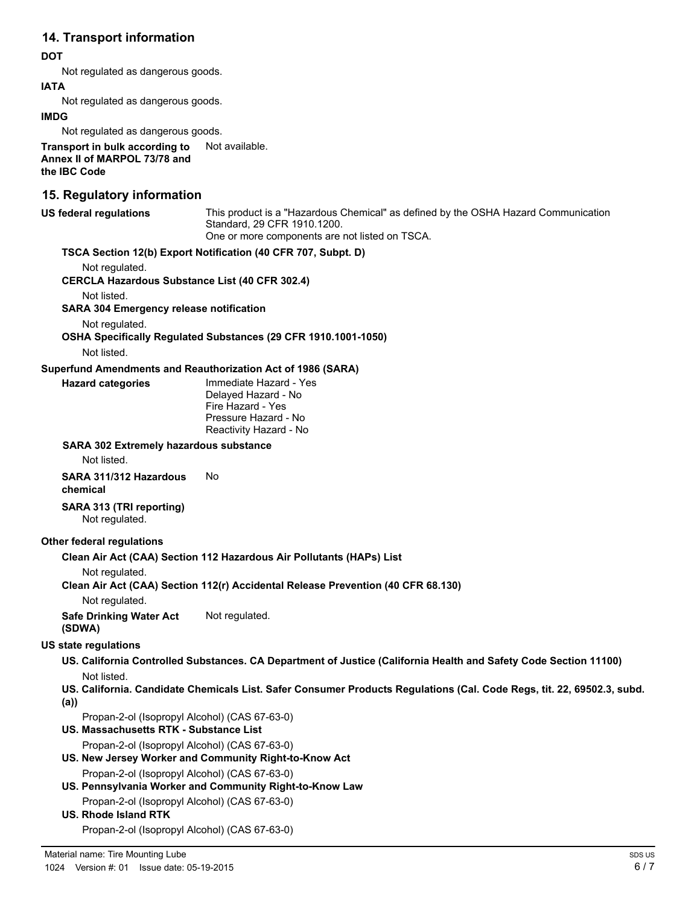## 14. Transport information

**DOT**

Not regulated as dangerous goods.

**IATA**

Not regulated as dangerous goods.

**IMDG**

Not regulated as dangerous goods.

**Transport in bulk according to Annex II of MARPOL 73/78 and the IBC Code** Not available.

## 15. Regulatory information

**US federal regulations** This product is a "Hazardous Chemical" as defined by the OSHA Hazard Communication Standard, 29 CFR 1910.1200.
One or more components are not listed on TSCA.

**TSCA Section 12(b) Export Notification (40 CFR 707, Subpt. D)**

Not regulated.

**CERCLA Hazardous Substance List (40 CFR 302.4)**

Not listed.

**SARA 304 Emergency release notification**

Not regulated.

**OSHA Specifically Regulated Substances (29 CFR 1910.1001-1050)**

Not listed.

**Superfund Amendments and Reauthorization Act of 1986 (SARA)**

**Hazard categories**
Immediate Hazard - Yes
Delayed Hazard - No
Fire Hazard - Yes
Pressure Hazard - No
Reactivity Hazard - No

**SARA 302 Extremely hazardous substance**

Not listed.

**SARA 311/312 Hazardous chemical** No

**SARA 313 (TRI reporting)**

Not regulated.

**Other federal regulations**

**Clean Air Act (CAA) Section 112 Hazardous Air Pollutants (HAPs) List**

Not regulated.

**Clean Air Act (CAA) Section 112(r) Accidental Release Prevention (40 CFR 68.130)**

Not regulated.

**Safe Drinking Water Act (SDWA)** Not regulated.

**US state regulations**

**US. California Controlled Substances. CA Department of Justice (California Health and Safety Code Section 11100)**

Not listed.

**US. California. Candidate Chemicals List. Safer Consumer Products Regulations (Cal. Code Regs, tit. 22, 69502.3, subd. (a))**

Propan-2-ol (Isopropyl Alcohol) (CAS 67-63-0)

**US. Massachusetts RTK - Substance List**

Propan-2-ol (Isopropyl Alcohol) (CAS 67-63-0)

**US. New Jersey Worker and Community Right-to-Know Act**

Propan-2-ol (Isopropyl Alcohol) (CAS 67-63-0)

**US. Pennsylvania Worker and Community Right-to-Know Law**

Propan-2-ol (Isopropyl Alcohol) (CAS 67-63-0)

**US. Rhode Island RTK**

Propan-2-ol (Isopropyl Alcohol) (CAS 67-63-0)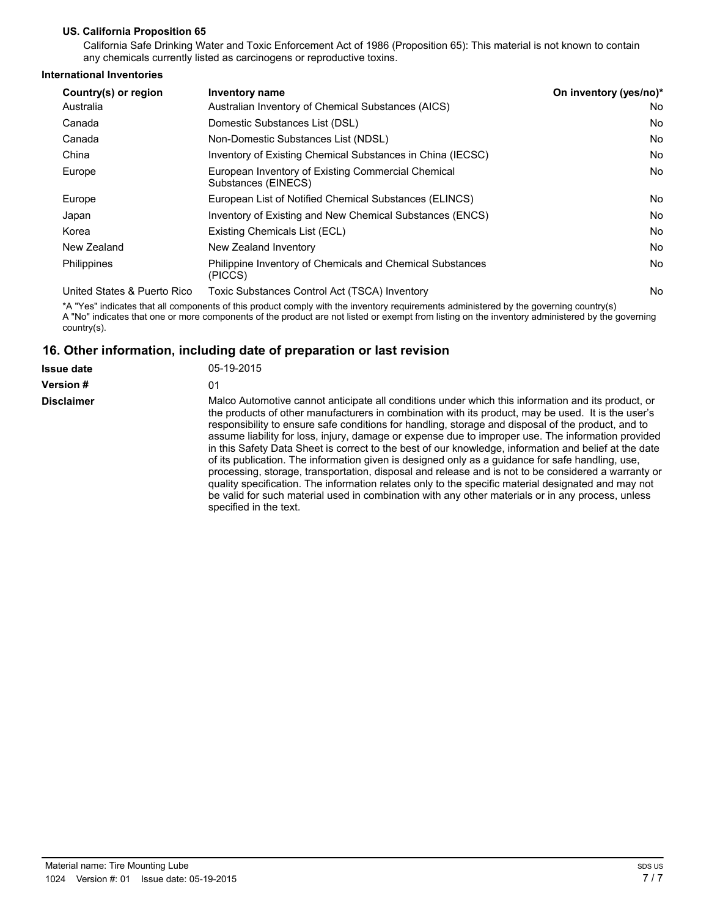**US. California Proposition 65**

California Safe Drinking Water and Toxic Enforcement Act of 1986 (Proposition 65): This material is not known to contain any chemicals currently listed as carcinogens or reproductive toxins.

**International Inventories**

| Country(s) or region | Inventory name | On inventory (yes/no)* |
|---|---|---|
| Australia | Australian Inventory of Chemical Substances (AICS) | No |
| Canada | Domestic Substances List (DSL) | No |
| Canada | Non-Domestic Substances List (NDSL) | No |
| China | Inventory of Existing Chemical Substances in China (IECSC) | No |
| Europe | European Inventory of Existing Commercial Chemical Substances (EINECS) | No |
| Europe | European List of Notified Chemical Substances (ELINCS) | No |
| Japan | Inventory of Existing and New Chemical Substances (ENCS) | No |
| Korea | Existing Chemicals List (ECL) | No |
| New Zealand | New Zealand Inventory | No |
| Philippines | Philippine Inventory of Chemicals and Chemical Substances (PICCS) | No |
| United States & Puerto Rico | Toxic Substances Control Act (TSCA) Inventory | No |

*A "Yes" indicates that all components of this product comply with the inventory requirements administered by the governing country(s)
A "No" indicates that one or more components of the product are not listed or exempt from listing on the inventory administered by the governing country(s).

## 16. Other information, including date of preparation or last revision

**Issue date** 05-19-2015

**Version #** 01

**Disclaimer** Malco Automotive cannot anticipate all conditions under which this information and its product, or the products of other manufacturers in combination with its product, may be used. It is the user's responsibility to ensure safe conditions for handling, storage and disposal of the product, and to assume liability for loss, injury, damage or expense due to improper use. The information provided in this Safety Data Sheet is correct to the best of our knowledge, information and belief at the date of its publication. The information given is designed only as a guidance for safe handling, use, processing, storage, transportation, disposal and release and is not to be considered a warranty or quality specification. The information relates only to the specific material designated and may not be valid for such material used in combination with any other materials or in any process, unless specified in the text.